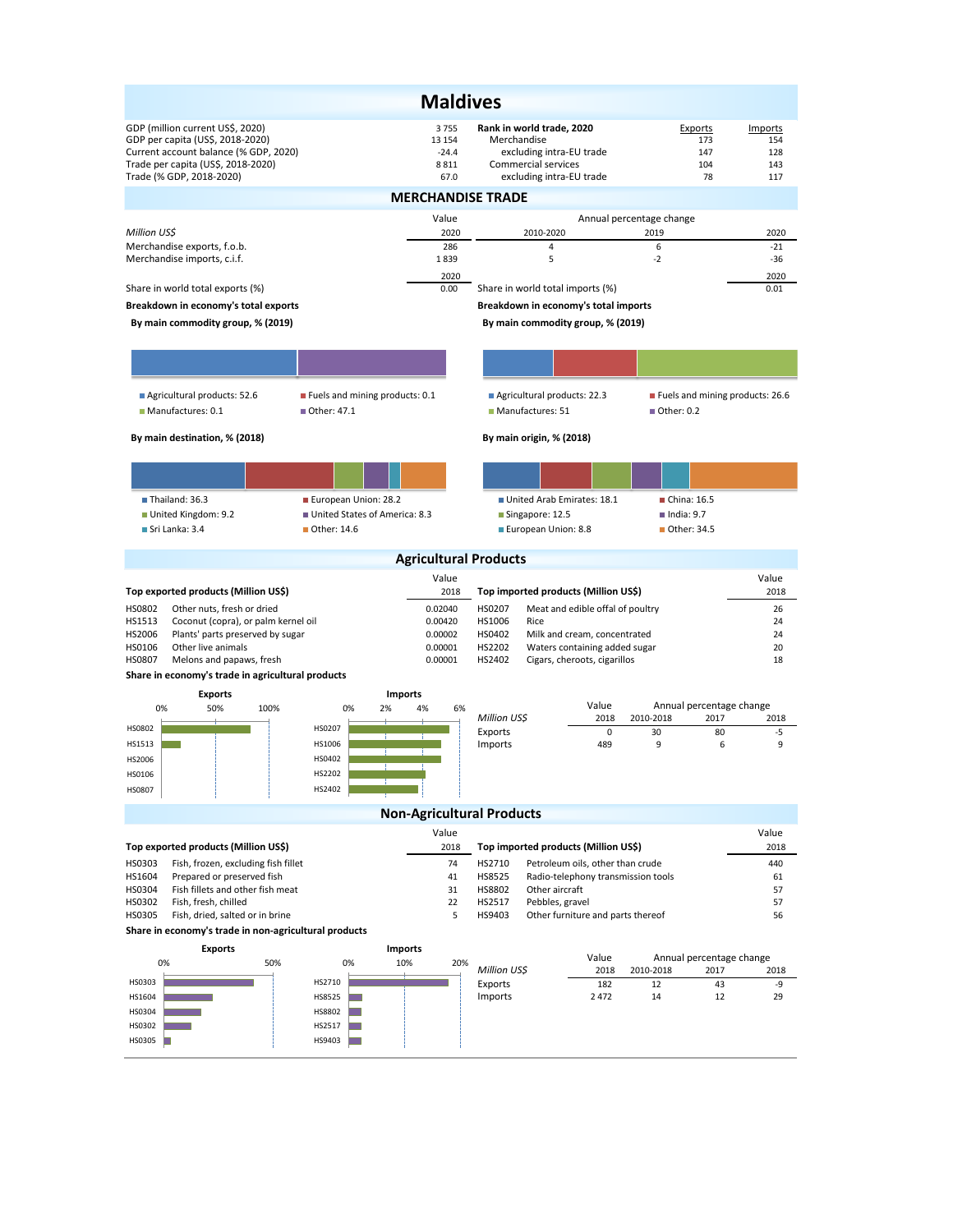# Maldives

| | | Rank in world trade, 2020 | Exports | Imports |
|---|---|---|---|---|
| GDP (million current US$, 2020) | 3 755 | Merchandise | 173 | 154 |
| GDP per capita (US$, 2018-2020) | 13 154 | excluding intra-EU trade | 147 | 128 |
| Current account balance (% GDP, 2020) | -24.4 | Commercial services | 104 | 143 |
| Trade per capita (US$, 2018-2020) | 8 811 | excluding intra-EU trade | 78 | 117 |
| Trade (% GDP, 2018-2020) | 67.0 | | | |

## MERCHANDISE TRADE

| *Million US$* | Value 2020 | Annual percentage change 2010-2020 | 2019 | 2020 |
|---|---|---|---|---|
| Merchandise exports, f.o.b. | 286 | 4 | 6 | -21 |
| Merchandise imports, c.i.f. | 1 839 | 5 | -2 | -36 |

| | 2020 | | 2020 |
|---|---|---|---|
| Share in world total exports (%) | 0.00 | Share in world total imports (%) | 0.01 |

**Breakdown in economy's total exports**

**By main commodity group, % (2019)**

- Agricultural products: 52.6
- Fuels and mining products: 0.1
- Manufactures: 0.1
- Other: 47.1

**By main destination, % (2018)**

- Thailand: 36.3
- European Union: 28.2
- United Kingdom: 9.2
- United States of America: 8.3
- Sri Lanka: 3.4
- Other: 14.6

**Breakdown in economy's total imports**

**By main commodity group, % (2019)**

- Agricultural products: 22.3
- Fuels and mining products: 26.6
- Manufactures: 51
- Other: 0.2

**By main origin, % (2018)**

- United Arab Emirates: 18.1
- China: 16.5
- Singapore: 12.5
- India: 9.7
- European Union: 8.8
- Other: 34.5

## Agricultural Products

| Top exported products (Million US$) | | Value 2018 |
|---|---|---|
| HS0802 | Other nuts, fresh or dried | 0.02040 |
| HS1513 | Coconut (copra), or palm kernel oil | 0.00420 |
| HS2006 | Plants' parts preserved by sugar | 0.00002 |
| HS0106 | Other live animals | 0.00001 |
| HS0807 | Melons and papaws, fresh | 0.00001 |

| Top imported products (Million US$) | | Value 2018 |
|---|---|---|
| HS0207 | Meat and edible offal of poultry | 26 |
| HS1006 | Rice | 24 |
| HS0402 | Milk and cream, concentrated | 24 |
| HS2202 | Waters containing added sugar | 20 |
| HS2402 | Cigars, cheroots, cigarillos | 18 |

**Share in economy's trade in agricultural products**

| *Million US$* | Value 2018 | Annual percentage change 2010-2018 | 2017 | 2018 |
|---|---|---|---|---|
| Exports | 0 | 30 | 80 | -5 |
| Imports | 489 | 9 | 6 | 9 |

## Non-Agricultural Products

| Top exported products (Million US$) | | Value 2018 |
|---|---|---|
| HS0303 | Fish, frozen, excluding fish fillet | 74 |
| HS1604 | Prepared or preserved fish | 41 |
| HS0304 | Fish fillets and other fish meat | 31 |
| HS0302 | Fish, fresh, chilled | 22 |
| HS0305 | Fish, dried, salted or in brine | 5 |

| Top imported products (Million US$) | | Value 2018 |
|---|---|---|
| HS2710 | Petroleum oils, other than crude | 440 |
| HS8525 | Radio-telephony transmission tools | 61 |
| HS8802 | Other aircraft | 57 |
| HS2517 | Pebbles, gravel | 57 |
| HS9403 | Other furniture and parts thereof | 56 |

**Share in economy's trade in non-agricultural products**

| *Million US$* | Value 2018 | Annual percentage change 2010-2018 | 2017 | 2018 |
|---|---|---|---|---|
| Exports | 182 | 12 | 43 | -9 |
| Imports | 2 472 | 14 | 12 | 29 |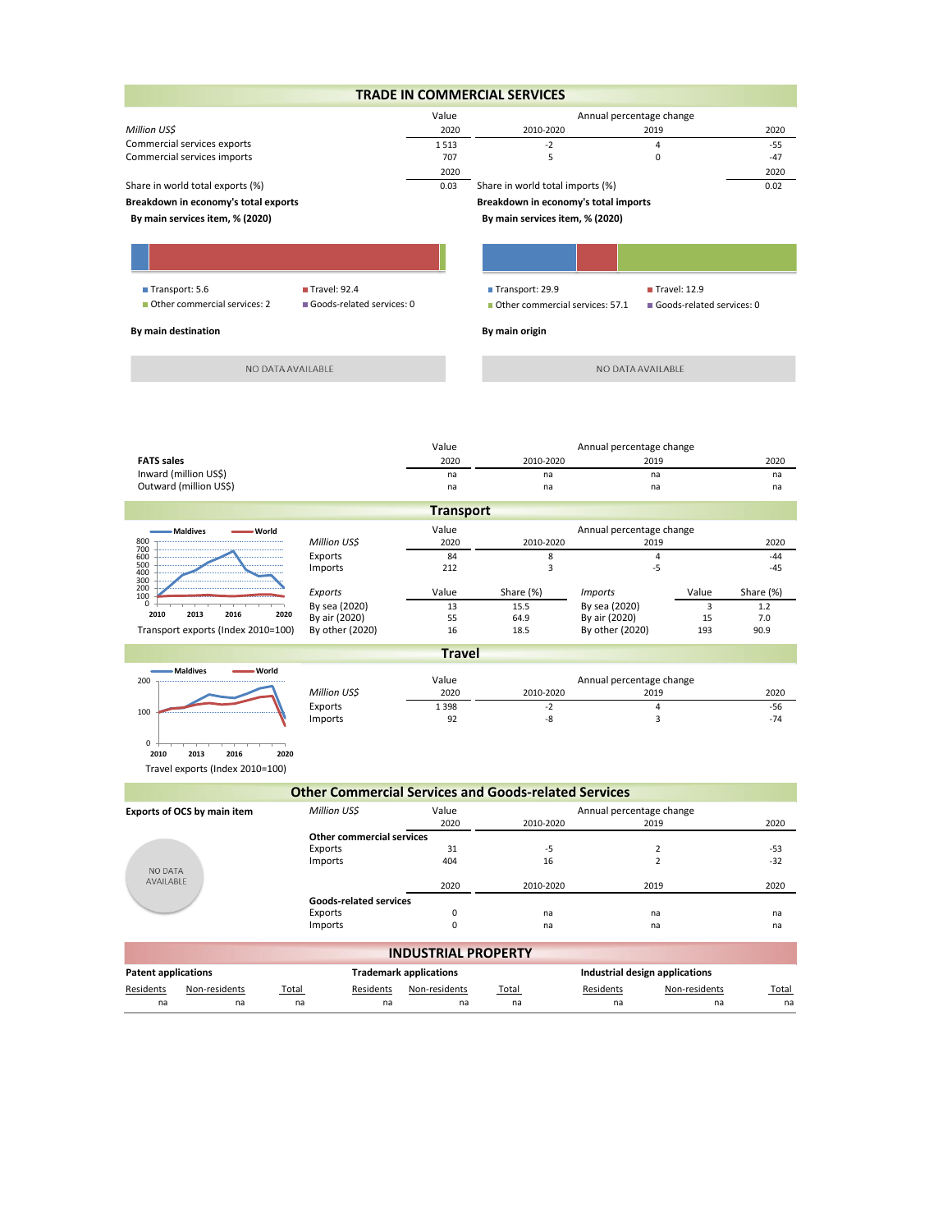## TRADE IN COMMERCIAL SERVICES

| Million US$ | Value 2020 | Annual percentage change 2010-2020 | 2019 | 2020 |
|---|---|---|---|---|
| Commercial services exports | 1 513 | -2 | 4 | -55 |
| Commercial services imports | 707 | 5 | 0 | -47 |

| | 2020 | | 2020 |
|---|---|---|---|
| Share in world total exports (%) | 0.03 | Share in world total imports (%) | 0.02 |

**Breakdown in economy's total exports**

**By main services item, % (2020)**

Transport: 5.6
Travel: 92.4
Other commercial services: 2
Goods-related services: 0

**Breakdown in economy's total imports**

**By main services item, % (2020)**

Transport: 29.9
Travel: 12.9
Other commercial services: 57.1
Goods-related services: 0

**By main destination**

NO DATA AVAILABLE

**By main origin**

NO DATA AVAILABLE

| **FATS sales** | Value 2020 | Annual percentage change 2010-2020 | 2019 | 2020 |
|---|---|---|---|---|
| Inward (million US$) | na | na | na | na |
| Outward (million US$) | na | na | na | na |

## Transport

Maldives
World
800
700
600
500
400
300
200
100
0
2010
2013
2016
2020
Transport exports (Index 2010=100)

| *Million US$* | Value 2020 | Annual percentage change 2010-2020 | 2019 | 2020 |
|---|---|---|---|---|
| Exports | 84 | 8 | 4 | -44 |
| Imports | 212 | 3 | -5 | -45 |

| *Exports* | Value | Share (%) | *Imports* | Value | Share (%) |
|---|---|---|---|---|---|
| By sea (2020) | 13 | 15.5 | By sea (2020) | 3 | 1.2 |
| By air (2020) | 55 | 64.9 | By air (2020) | 15 | 7.0 |
| By other (2020) | 16 | 18.5 | By other (2020) | 193 | 90.9 |

## Travel

Maldives
World
200
100
0
2010
2013
2016
2020
Travel exports (Index 2010=100)

| *Million US$* | Value 2020 | Annual percentage change 2010-2020 | 2019 | 2020 |
|---|---|---|---|---|
| Exports | 1 398 | -2 | 4 | -56 |
| Imports | 92 | -8 | 3 | -74 |

## Other Commercial Services and Goods-related Services

**Exports of OCS by main item**

NO DATA AVAILABLE

| *Million US$* | Value 2020 | Annual percentage change 2010-2020 | 2019 | 2020 |
|---|---|---|---|---|
| **Other commercial services** | | | | |
| Exports | 31 | -5 | 2 | -53 |
| Imports | 404 | 16 | 2 | -32 |
| **Goods-related services** | 2020 | 2010-2020 | 2019 | 2020 |
| Exports | 0 | na | na | na |
| Imports | 0 | na | na | na |

## INDUSTRIAL PROPERTY

| Patent applications | | | Trademark applications | | | Industrial design applications | | |
|---|---|---|---|---|---|---|---|---|
| Residents | Non-residents | Total | Residents | Non-residents | Total | Residents | Non-residents | Total |
| na | na | na | na | na | na | na | na | na |